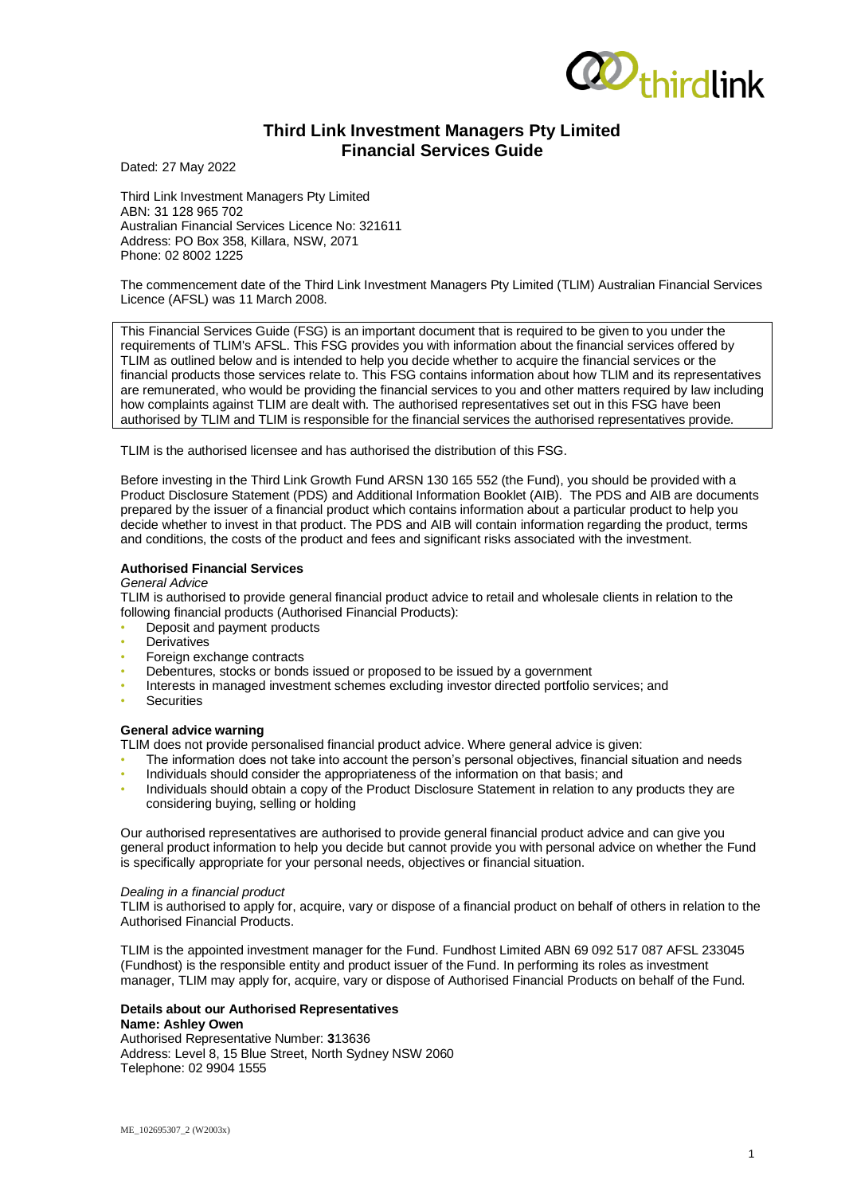# Third Link Investment Managers Pty Limited
# Financial Services Guide

Dated: 27 May 2022

Third Link Investment Managers Pty Limited
ABN: 31 128 965 702
Australian Financial Services Licence No: 321611
Address: PO Box 358, Killara, NSW, 2071
Phone: 02 8002 1225

The commencement date of the Third Link Investment Managers Pty Limited (TLIM) Australian Financial Services Licence (AFSL) was 11 March 2008.

> This Financial Services Guide (FSG) is an important document that is required to be given to you under the requirements of TLIM's AFSL. This FSG provides you with information about the financial services offered by TLIM as outlined below and is intended to help you decide whether to acquire the financial services or the financial products those services relate to. This FSG contains information about how TLIM and its representatives are remunerated, who would be providing the financial services to you and other matters required by law including how complaints against TLIM are dealt with. The authorised representatives set out in this FSG have been authorised by TLIM and TLIM is responsible for the financial services the authorised representatives provide.

TLIM is the authorised licensee and has authorised the distribution of this FSG.

Before investing in the Third Link Growth Fund ARSN 130 165 552 (the Fund), you should be provided with a Product Disclosure Statement (PDS) and Additional Information Booklet (AIB). The PDS and AIB are documents prepared by the issuer of a financial product which contains information about a particular product to help you decide whether to invest in that product. The PDS and AIB will contain information regarding the product, terms and conditions, the costs of the product and fees and significant risks associated with the investment.

**Authorised Financial Services**

*General Advice*

TLIM is authorised to provide general financial product advice to retail and wholesale clients in relation to the following financial products (Authorised Financial Products):

- Deposit and payment products
- Derivatives
- Foreign exchange contracts
- Debentures, stocks or bonds issued or proposed to be issued by a government
- Interests in managed investment schemes excluding investor directed portfolio services; and
- Securities

**General advice warning**

TLIM does not provide personalised financial product advice. Where general advice is given:

- The information does not take into account the person's personal objectives, financial situation and needs
- Individuals should consider the appropriateness of the information on that basis; and
- Individuals should obtain a copy of the Product Disclosure Statement in relation to any products they are considering buying, selling or holding

Our authorised representatives are authorised to provide general financial product advice and can give you general product information to help you decide but cannot provide you with personal advice on whether the Fund is specifically appropriate for your personal needs, objectives or financial situation.

*Dealing in a financial product*

TLIM is authorised to apply for, acquire, vary or dispose of a financial product on behalf of others in relation to the Authorised Financial Products.

TLIM is the appointed investment manager for the Fund. Fundhost Limited ABN 69 092 517 087 AFSL 233045 (Fundhost) is the responsible entity and product issuer of the Fund. In performing its roles as investment manager, TLIM may apply for, acquire, vary or dispose of Authorised Financial Products on behalf of the Fund.

**Details about our Authorised Representatives**

**Name: Ashley Owen**

Authorised Representative Number: **3**13636
Address: Level 8, 15 Blue Street, North Sydney NSW 2060
Telephone: 02 9904 1555

ME_102695307_2 (W2003x)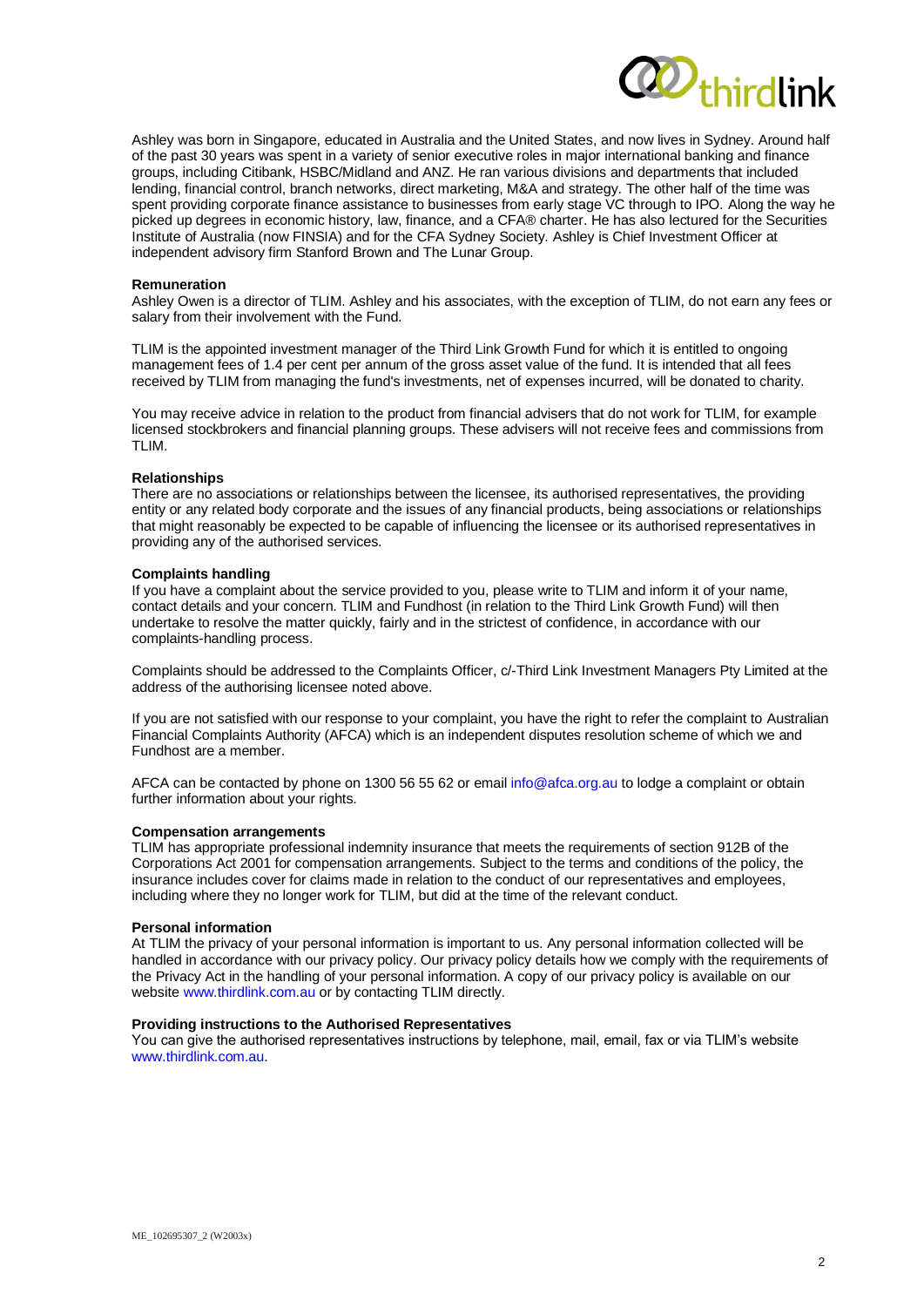Ashley was born in Singapore, educated in Australia and the United States, and now lives in Sydney. Around half of the past 30 years was spent in a variety of senior executive roles in major international banking and finance groups, including Citibank, HSBC/Midland and ANZ. He ran various divisions and departments that included lending, financial control, branch networks, direct marketing, M&A and strategy. The other half of the time was spent providing corporate finance assistance to businesses from early stage VC through to IPO. Along the way he picked up degrees in economic history, law, finance, and a CFA® charter. He has also lectured for the Securities Institute of Australia (now FINSIA) and for the CFA Sydney Society. Ashley is Chief Investment Officer at independent advisory firm Stanford Brown and The Lunar Group.

**Remuneration**
Ashley Owen is a director of TLIM. Ashley and his associates, with the exception of TLIM, do not earn any fees or salary from their involvement with the Fund.

TLIM is the appointed investment manager of the Third Link Growth Fund for which it is entitled to ongoing management fees of 1.4 per cent per annum of the gross asset value of the fund. It is intended that all fees received by TLIM from managing the fund's investments, net of expenses incurred, will be donated to charity.

You may receive advice in relation to the product from financial advisers that do not work for TLIM, for example licensed stockbrokers and financial planning groups. These advisers will not receive fees and commissions from TLIM.

**Relationships**
There are no associations or relationships between the licensee, its authorised representatives, the providing entity or any related body corporate and the issues of any financial products, being associations or relationships that might reasonably be expected to be capable of influencing the licensee or its authorised representatives in providing any of the authorised services.

**Complaints handling**
If you have a complaint about the service provided to you, please write to TLIM and inform it of your name, contact details and your concern. TLIM and Fundhost (in relation to the Third Link Growth Fund) will then undertake to resolve the matter quickly, fairly and in the strictest of confidence, in accordance with our complaints-handling process.

Complaints should be addressed to the Complaints Officer, c/-Third Link Investment Managers Pty Limited at the address of the authorising licensee noted above.

If you are not satisfied with our response to your complaint, you have the right to refer the complaint to Australian Financial Complaints Authority (AFCA) which is an independent disputes resolution scheme of which we and Fundhost are a member.

AFCA can be contacted by phone on 1300 56 55 62 or email info@afca.org.au to lodge a complaint or obtain further information about your rights.

**Compensation arrangements**
TLIM has appropriate professional indemnity insurance that meets the requirements of section 912B of the Corporations Act 2001 for compensation arrangements. Subject to the terms and conditions of the policy, the insurance includes cover for claims made in relation to the conduct of our representatives and employees, including where they no longer work for TLIM, but did at the time of the relevant conduct.

**Personal information**
At TLIM the privacy of your personal information is important to us. Any personal information collected will be handled in accordance with our privacy policy. Our privacy policy details how we comply with the requirements of the Privacy Act in the handling of your personal information. A copy of our privacy policy is available on our website www.thirdlink.com.au or by contacting TLIM directly.

**Providing instructions to the Authorised Representatives**
You can give the authorised representatives instructions by telephone, mail, email, fax or via TLIM's website www.thirdlink.com.au.

ME_102695307_2 (W2003x)